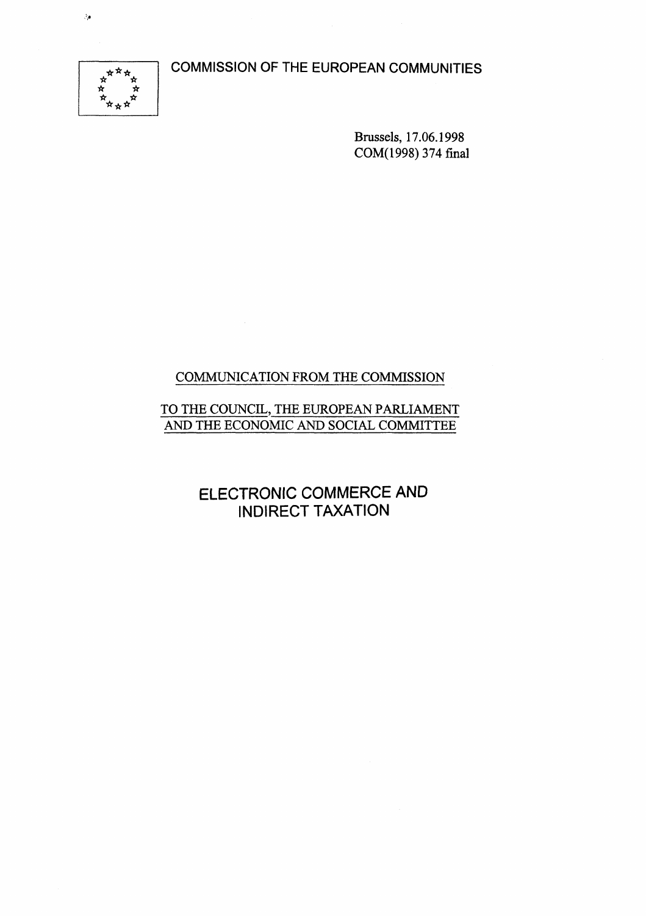COMMISSION OF THE EUROPEAN COMMUNITIES

Brussels, 17.06.1998
COM(1998) 374 final

COMMUNICATION FROM THE COMMISSION

TO THE COUNCIL, THE EUROPEAN PARLIAMENT AND THE ECONOMIC AND SOCIAL COMMITTEE

# ELECTRONIC COMMERCE AND INDIRECT TAXATION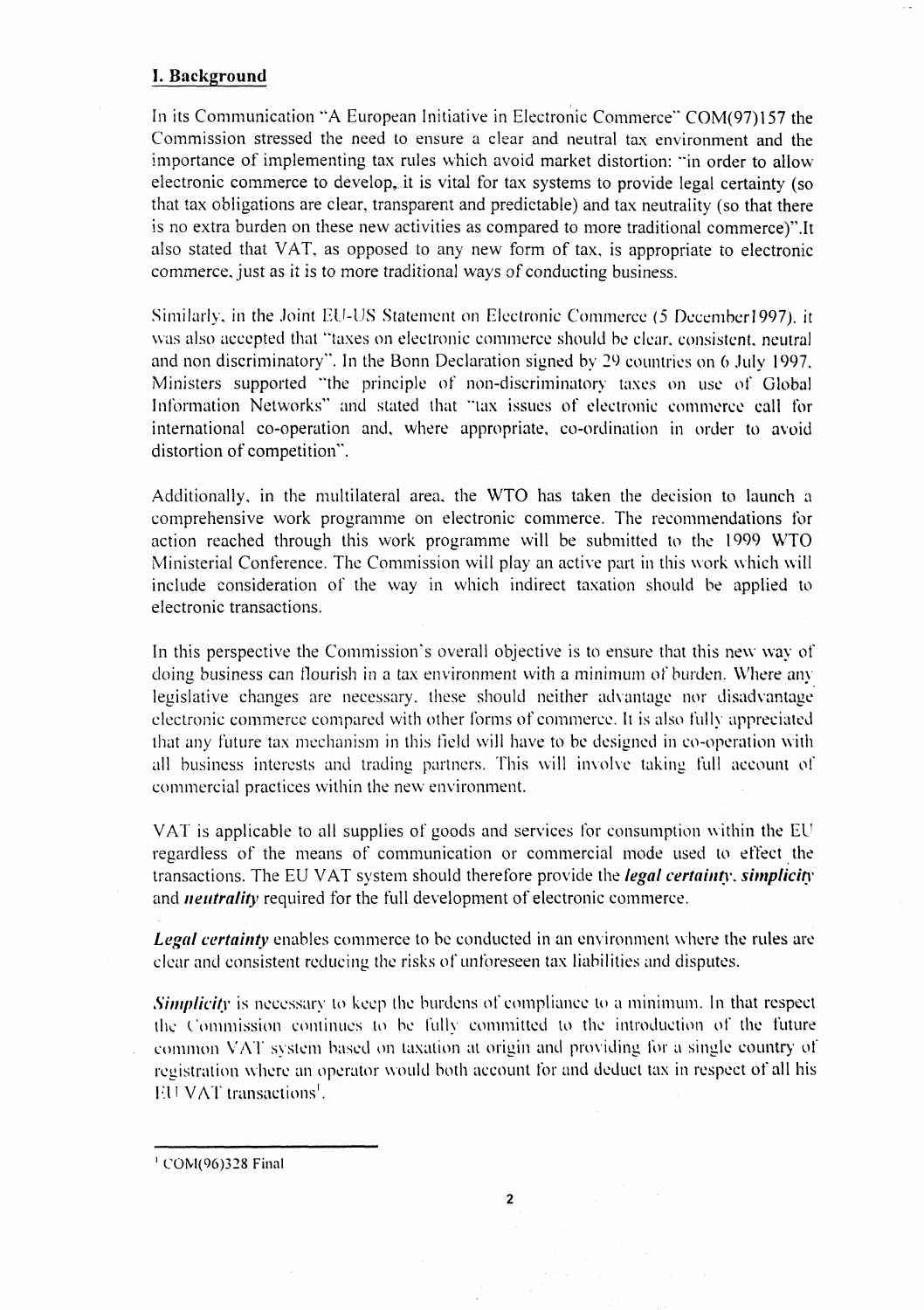## I. Background

In its Communication "A European Initiative in Electronic Commerce" COM(97)157 the Commission stressed the need to ensure a clear and neutral tax environment and the importance of implementing tax rules which avoid market distortion: "in order to allow electronic commerce to develop, it is vital for tax systems to provide legal certainty (so that tax obligations are clear, transparent and predictable) and tax neutrality (so that there is no extra burden on these new activities as compared to more traditional commerce)".It also stated that VAT, as opposed to any new form of tax, is appropriate to electronic commerce, just as it is to more traditional ways of conducting business.

Similarly, in the Joint EU-US Statement on Electronic Commerce (5 December1997), it was also accepted that "taxes on electronic commerce should be clear, consistent, neutral and non discriminatory". In the Bonn Declaration signed by 29 countries on 6 July 1997, Ministers supported "the principle of non-discriminatory taxes on use of Global Information Networks" and stated that "tax issues of electronic commerce call for international co-operation and, where appropriate, co-ordination in order to avoid distortion of competition".

Additionally, in the multilateral area, the WTO has taken the decision to launch a comprehensive work programme on electronic commerce. The recommendations for action reached through this work programme will be submitted to the 1999 WTO Ministerial Conference. The Commission will play an active part in this work which will include consideration of the way in which indirect taxation should be applied to electronic transactions.

In this perspective the Commission's overall objective is to ensure that this new way of doing business can flourish in a tax environment with a minimum of burden. Where any legislative changes are necessary, these should neither advantage nor disadvantage electronic commerce compared with other forms of commerce. It is also fully appreciated that any future tax mechanism in this field will have to be designed in co-operation with all business interests and trading partners. This will involve taking full account of commercial practices within the new environment.

VAT is applicable to all supplies of goods and services for consumption within the EU regardless of the means of communication or commercial mode used to effect the transactions. The EU VAT system should therefore provide the ***legal certainty***, ***simplicity*** and ***neutrality*** required for the full development of electronic commerce.

***Legal certainty*** enables commerce to be conducted in an environment where the rules are clear and consistent reducing the risks of unforeseen tax liabilities and disputes.

***Simplicity*** is necessary to keep the burdens of compliance to a minimum. In that respect the Commission continues to be fully committed to the introduction of the future common VAT system based on taxation at origin and providing for a single country of registration where an operator would both account for and deduct tax in respect of all his EU VAT transactions[1].

---

[1] COM(96)328 Final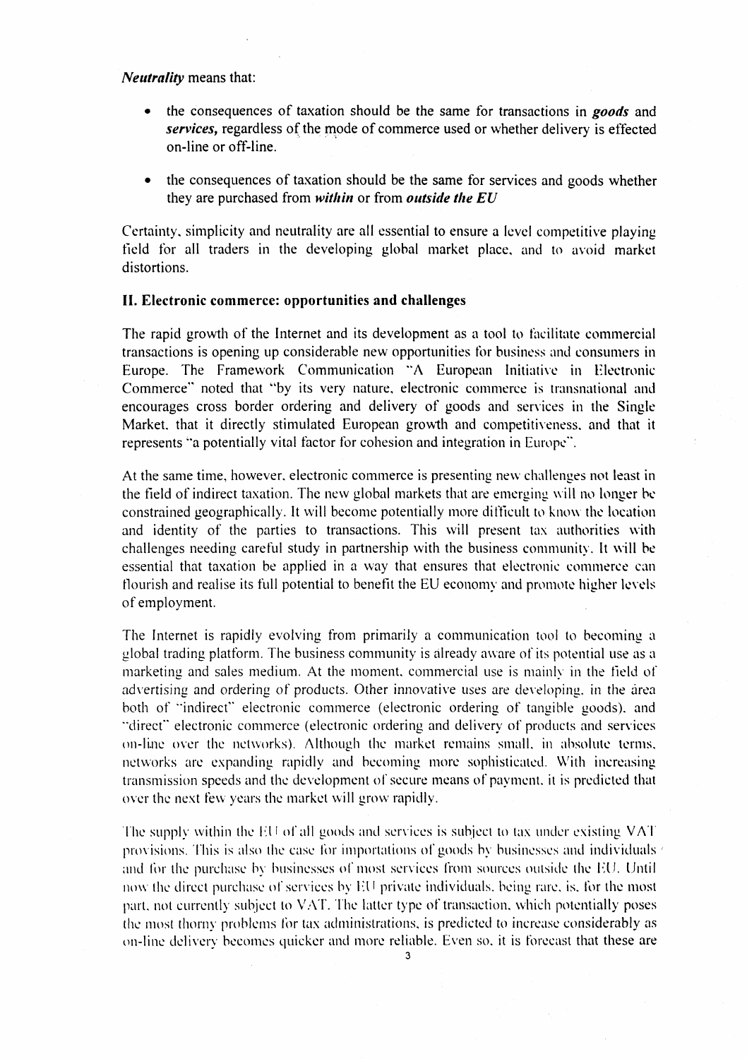***Neutrality*** means that:

- the consequences of taxation should be the same for transactions in ***goods*** and ***services,*** regardless of the mode of commerce used or whether delivery is effected on-line or off-line.

- the consequences of taxation should be the same for services and goods whether they are purchased from ***within*** or from ***outside the EU***

Certainty, simplicity and neutrality are all essential to ensure a level competitive playing field for all traders in the developing global market place, and to avoid market distortions.

## II. Electronic commerce: opportunities and challenges

The rapid growth of the Internet and its development as a tool to facilitate commercial transactions is opening up considerable new opportunities for business and consumers in Europe. The Framework Communication "A European Initiative in Electronic Commerce" noted that "by its very nature, electronic commerce is transnational and encourages cross border ordering and delivery of goods and services in the Single Market, that it directly stimulated European growth and competitiveness, and that it represents "a potentially vital factor for cohesion and integration in Europe".

At the same time, however, electronic commerce is presenting new challenges not least in the field of indirect taxation. The new global markets that are emerging will no longer be constrained geographically. It will become potentially more difficult to know the location and identity of the parties to transactions. This will present tax authorities with challenges needing careful study in partnership with the business community. It will be essential that taxation be applied in a way that ensures that electronic commerce can flourish and realise its full potential to benefit the EU economy and promote higher levels of employment.

The Internet is rapidly evolving from primarily a communication tool to becoming a global trading platform. The business community is already aware of its potential use as a marketing and sales medium. At the moment, commercial use is mainly in the field of advertising and ordering of products. Other innovative uses are developing, in the area both of "indirect" electronic commerce (electronic ordering of tangible goods), and "direct" electronic commerce (electronic ordering and delivery of products and services on-line over the networks). Although the market remains small, in absolute terms, networks are expanding rapidly and becoming more sophisticated. With increasing transmission speeds and the development of secure means of payment, it is predicted that over the next few years the market will grow rapidly.

The supply within the EU of all goods and services is subject to tax under existing VAT provisions. This is also the case for importations of goods by businesses and individuals and for the purchase by businesses of most services from sources outside the EU. Until now the direct purchase of services by EU private individuals, being rare, is, for the most part, not currently subject to VAT. The latter type of transaction, which potentially poses the most thorny problems for tax administrations, is predicted to increase considerably as on-line delivery becomes quicker and more reliable. Even so, it is forecast that these are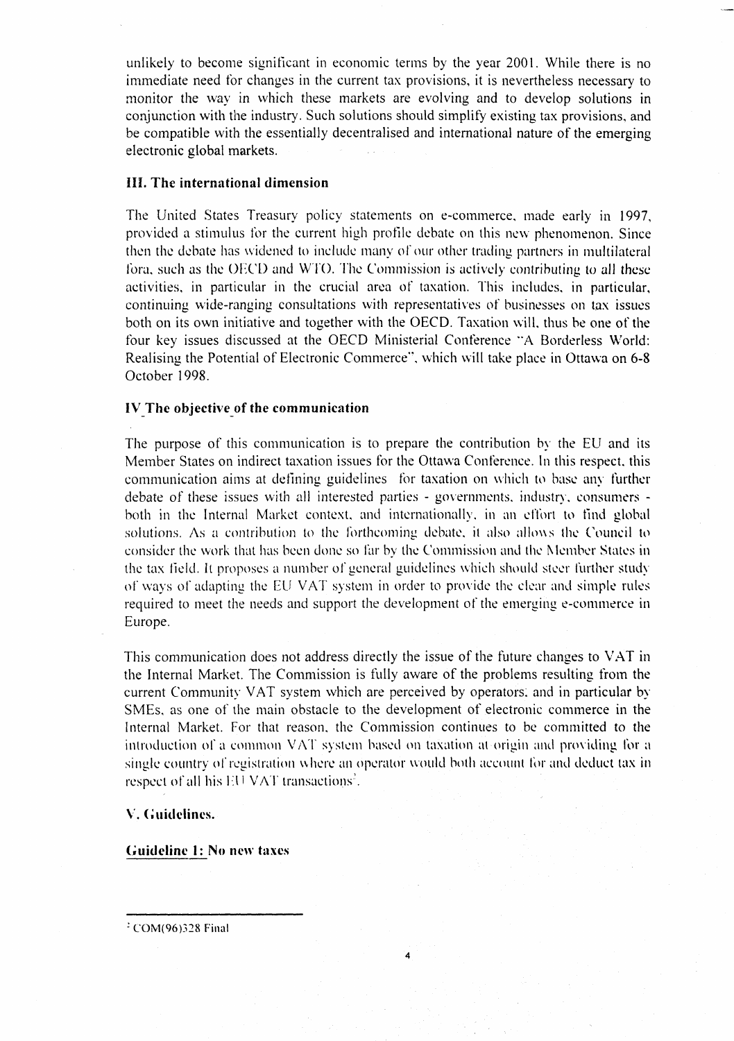unlikely to become significant in economic terms by the year 2001. While there is no immediate need for changes in the current tax provisions, it is nevertheless necessary to monitor the way in which these markets are evolving and to develop solutions in conjunction with the industry. Such solutions should simplify existing tax provisions, and be compatible with the essentially decentralised and international nature of the emerging electronic global markets.

### III. The international dimension

The United States Treasury policy statements on e-commerce, made early in 1997, provided a stimulus for the current high profile debate on this new phenomenon. Since then the debate has widened to include many of our other trading partners in multilateral fora, such as the OECD and WTO. The Commission is actively contributing to all these activities, in particular in the crucial area of taxation. This includes, in particular, continuing wide-ranging consultations with representatives of businesses on tax issues both on its own initiative and together with the OECD. Taxation will, thus be one of the four key issues discussed at the OECD Ministerial Conference "A Borderless World: Realising the Potential of Electronic Commerce", which will take place in Ottawa on 6-8 October 1998.

### IV The objective of the communication

The purpose of this communication is to prepare the contribution by the EU and its Member States on indirect taxation issues for the Ottawa Conference. In this respect, this communication aims at defining guidelines for taxation on which to base any further debate of these issues with all interested parties - governments, industry, consumers - both in the Internal Market context, and internationally, in an effort to find global solutions. As a contribution to the forthcoming debate, it also allows the Council to consider the work that has been done so far by the Commission and the Member States in the tax field. It proposes a number of general guidelines which should steer further study of ways of adapting the EU VAT system in order to provide the clear and simple rules required to meet the needs and support the development of the emerging e-commerce in Europe.

This communication does not address directly the issue of the future changes to VAT in the Internal Market. The Commission is fully aware of the problems resulting from the current Community VAT system which are perceived by operators, and in particular by SMEs, as one of the main obstacle to the development of electronic commerce in the Internal Market. For that reason, the Commission continues to be committed to the introduction of a common VAT system based on taxation at origin and providing for a single country of registration where an operator would both account for and deduct tax in respect of all his EU VAT transactions[2].

### V. Guidelines.

#### Guideline 1: No new taxes

---

[2] COM(96)328 Final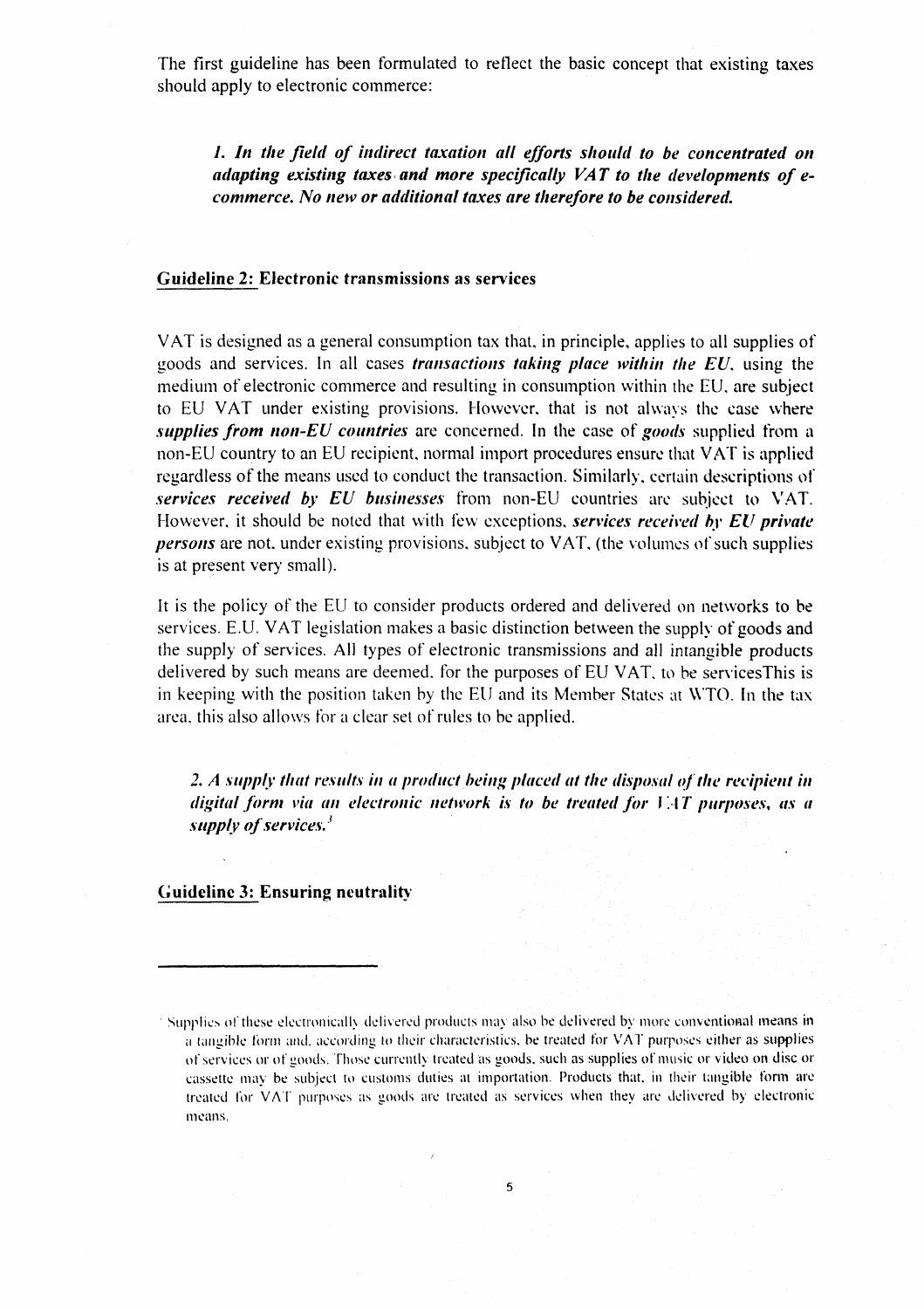The first guideline has been formulated to reflect the basic concept that existing taxes should apply to electronic commerce:

> ***1. In the field of indirect taxation all efforts should to be concentrated on adapting existing taxes and more specifically VAT to the developments of e-commerce. No new or additional taxes are therefore to be considered.***

## Guideline 2: Electronic transmissions as services

VAT is designed as a general consumption tax that, in principle, applies to all supplies of goods and services. In all cases ***transactions taking place within the EU***, using the medium of electronic commerce and resulting in consumption within the EU, are subject to EU VAT under existing provisions. However, that is not always the case where ***supplies from non-EU countries*** are concerned. In the case of ***goods*** supplied from a non-EU country to an EU recipient, normal import procedures ensure that VAT is applied regardless of the means used to conduct the transaction. Similarly, certain descriptions of ***services received by EU businesses*** from non-EU countries are subject to VAT. However, it should be noted that with few exceptions, ***services received by EU private persons*** are not, under existing provisions, subject to VAT, (the volumes of such supplies is at present very small).

It is the policy of the EU to consider products ordered and delivered on networks to be services. E.U. VAT legislation makes a basic distinction between the supply of goods and the supply of services. All types of electronic transmissions and all intangible products delivered by such means are deemed, for the purposes of EU VAT, to be servicesThis is in keeping with the position taken by the EU and its Member States at WTO. In the tax area, this also allows for a clear set of rules to be applied.

> ***2. A supply that results in a product being placed at the disposal of the recipient in digital form via an electronic network is to be treated for VAT purposes, as a supply of services.***[3]

## Guideline 3: Ensuring neutrality

---

[3] Supplies of these electronically delivered products may also be delivered by more conventional means in a tangible form and, according to their characteristics, be treated for VAT purposes either as supplies of services or of goods. Those currently treated as goods, such as supplies of music or video on disc or cassette may be subject to customs duties at importation. Products that, in their tangible form are treated for VAT purposes as goods are treated as services when they are delivered by electronic means.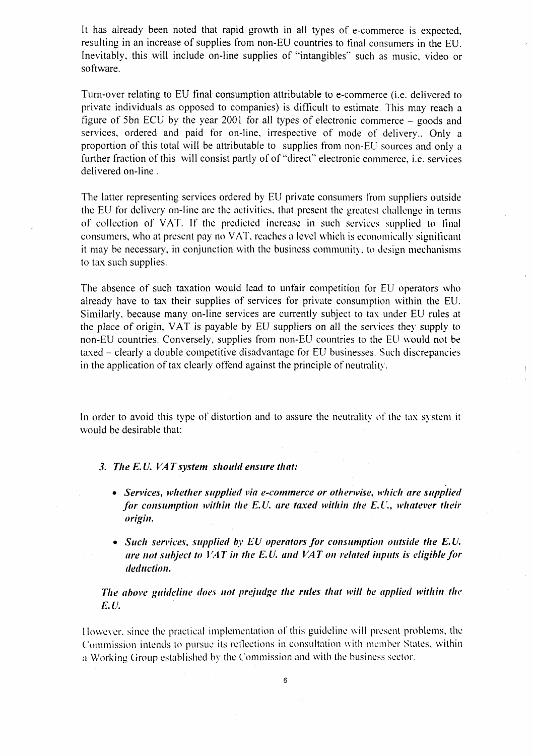It has already been noted that rapid growth in all types of e-commerce is expected, resulting in an increase of supplies from non-EU countries to final consumers in the EU. Inevitably, this will include on-line supplies of "intangibles" such as music, video or software.

Turn-over relating to EU final consumption attributable to e-commerce (i.e. delivered to private individuals as opposed to companies) is difficult to estimate. This may reach a figure of 5bn ECU by the year 2001 for all types of electronic commerce – goods and services, ordered and paid for on-line, irrespective of mode of delivery.. Only a proportion of this total will be attributable to supplies from non-EU sources and only a further fraction of this will consist partly of of "direct" electronic commerce, i.e. services delivered on-line .

The latter representing services ordered by EU private consumers from suppliers outside the EU for delivery on-line are the activities, that present the greatest challenge in terms of collection of VAT. If the predicted increase in such services supplied to final consumers, who at present pay no VAT, reaches a level which is economically significant it may be necessary, in conjunction with the business community, to design mechanisms to tax such supplies.

The absence of such taxation would lead to unfair competition for EU operators who already have to tax their supplies of services for private consumption within the EU. Similarly, because many on-line services are currently subject to tax under EU rules at the place of origin, VAT is payable by EU suppliers on all the services they supply to non-EU countries. Conversely, supplies from non-EU countries to the EU would not be taxed – clearly a double competitive disadvantage for EU businesses. Such discrepancies in the application of tax clearly offend against the principle of neutrality.

In order to avoid this type of distortion and to assure the neutrality of the tax system it would be desirable that:

***3. The E.U. VAT system should ensure that:***

- ***Services, whether supplied via e-commerce or otherwise, which are supplied for consumption within the E.U. are taxed within the E.U., whatever their origin.***
- ***Such services, supplied by EU operators for consumption outside the E.U. are not subject to VAT in the E.U. and VAT on related inputs is eligible for deduction.***

***The above guideline does not prejudge the rules that will be applied within the E.U.***

However, since the practical implementation of this guideline will present problems, the Commission intends to pursue its reflections in consultation with member States, within a Working Group established by the Commission and with the business sector.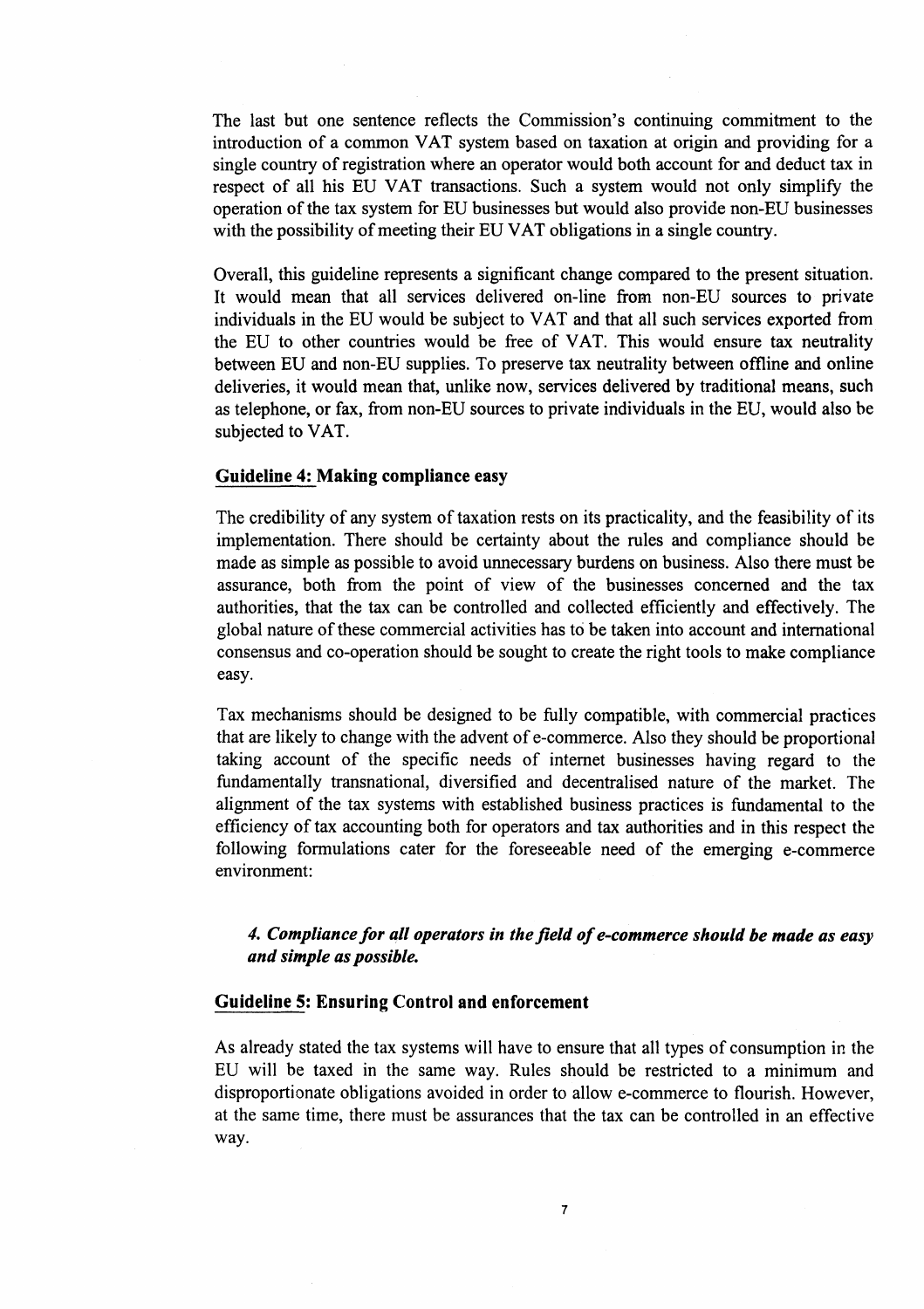The last but one sentence reflects the Commission's continuing commitment to the introduction of a common VAT system based on taxation at origin and providing for a single country of registration where an operator would both account for and deduct tax in respect of all his EU VAT transactions. Such a system would not only simplify the operation of the tax system for EU businesses but would also provide non-EU businesses with the possibility of meeting their EU VAT obligations in a single country.

Overall, this guideline represents a significant change compared to the present situation. It would mean that all services delivered on-line from non-EU sources to private individuals in the EU would be subject to VAT and that all such services exported from the EU to other countries would be free of VAT. This would ensure tax neutrality between EU and non-EU supplies. To preserve tax neutrality between offline and online deliveries, it would mean that, unlike now, services delivered by traditional means, such as telephone, or fax, from non-EU sources to private individuals in the EU, would also be subjected to VAT.

### Guideline 4: Making compliance easy

The credibility of any system of taxation rests on its practicality, and the feasibility of its implementation. There should be certainty about the rules and compliance should be made as simple as possible to avoid unnecessary burdens on business. Also there must be assurance, both from the point of view of the businesses concerned and the tax authorities, that the tax can be controlled and collected efficiently and effectively. The global nature of these commercial activities has to be taken into account and international consensus and co-operation should be sought to create the right tools to make compliance easy.

Tax mechanisms should be designed to be fully compatible, with commercial practices that are likely to change with the advent of e-commerce. Also they should be proportional taking account of the specific needs of internet businesses having regard to the fundamentally transnational, diversified and decentralised nature of the market. The alignment of the tax systems with established business practices is fundamental to the efficiency of tax accounting both for operators and tax authorities and in this respect the following formulations cater for the foreseeable need of the emerging e-commerce environment:

***4. Compliance for all operators in the field of e-commerce should be made as easy and simple as possible.***

### Guideline 5: Ensuring Control and enforcement

As already stated the tax systems will have to ensure that all types of consumption in the EU will be taxed in the same way. Rules should be restricted to a minimum and disproportionate obligations avoided in order to allow e-commerce to flourish. However, at the same time, there must be assurances that the tax can be controlled in an effective way.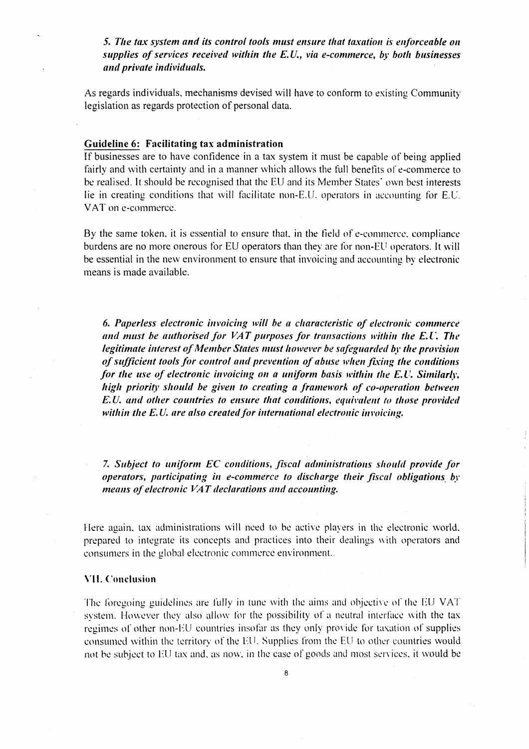*5. The tax system and its control tools must ensure that taxation is enforceable on supplies of services received within the E.U., via e-commerce, by both businesses and private individuals.*

As regards individuals, mechanisms devised will have to conform to existing Community legislation as regards protection of personal data.

**Guideline 6: Facilitating tax administration**

If businesses are to have confidence in a tax system it must be capable of being applied fairly and with certainty and in a manner which allows the full benefits of e-commerce to be realised. It should be recognised that the EU and its Member States' own best interests lie in creating conditions that will facilitate non-E.U. operators in accounting for E.U. VAT on e-commerce.

By the same token, it is essential to ensure that, in the field of e-commerce, compliance burdens are no more onerous for EU operators than they are for non-EU operators. It will be essential in the new environment to ensure that invoicing and accounting by electronic means is made available.

*6. Paperless electronic invoicing will be a characteristic of electronic commerce and must be authorised for VAT purposes for transactions within the E.U. The legitimate interest of Member States must however be safeguarded by the provision of sufficient tools for control and prevention of abuse when fixing the conditions for the use of electronic invoicing on a uniform basis within the E.U. Similarly, high priority should be given to creating a framework of co-operation between E.U. and other countries to ensure that conditions, equivalent to those provided within the E.U. are also created for international electronic invoicing.*

*7. Subject to uniform EC conditions, fiscal administrations should provide for operators, participating in e-commerce to discharge their fiscal obligations by means of electronic VAT declarations and accounting.*

Here again, tax administrations will need to be active players in the electronic world, prepared to integrate its concepts and practices into their dealings with operators and consumers in the global electronic commerce environment.

**VII. Conclusion**

The foregoing guidelines are fully in tune with the aims and objective of the EU VAT system. However they also allow for the possibility of a neutral interface with the tax regimes of other non-EU countries insofar as they only provide for taxation of supplies consumed within the territory of the EU. Supplies from the EU to other countries would not be subject to EU tax and, as now, in the case of goods and most services, it would be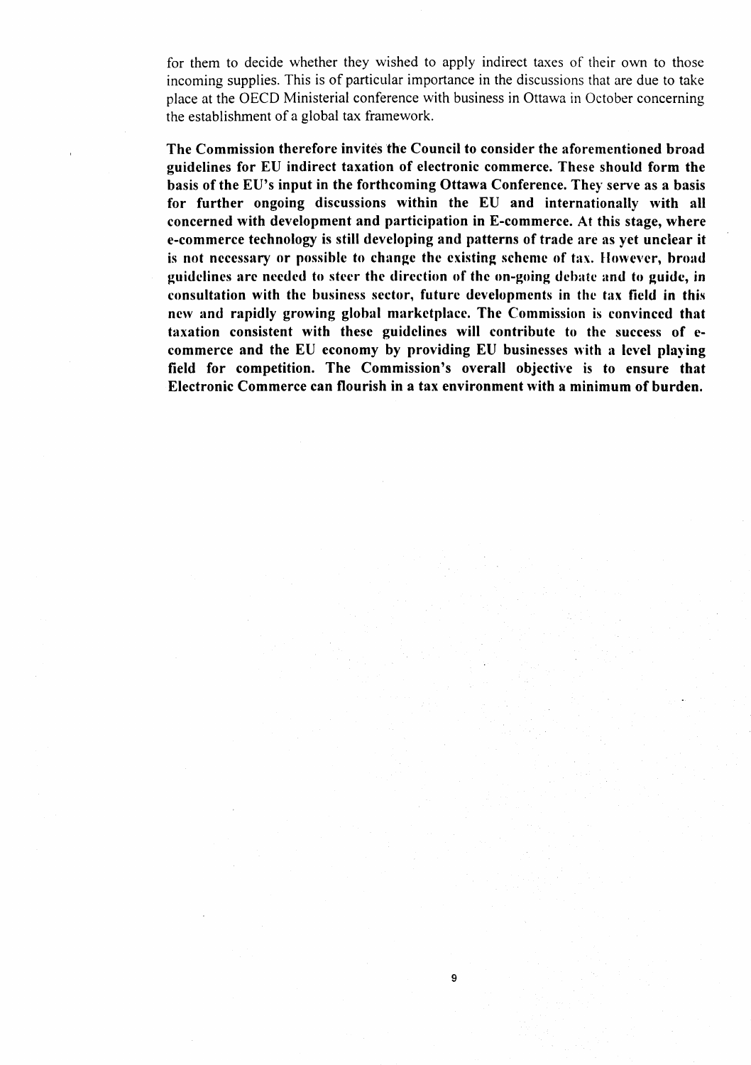for them to decide whether they wished to apply indirect taxes of their own to those incoming supplies. This is of particular importance in the discussions that are due to take place at the OECD Ministerial conference with business in Ottawa in October concerning the establishment of a global tax framework.

**The Commission therefore invites the Council to consider the aforementioned broad guidelines for EU indirect taxation of electronic commerce. These should form the basis of the EU's input in the forthcoming Ottawa Conference. They serve as a basis for further ongoing discussions within the EU and internationally with all concerned with development and participation in E-commerce. At this stage, where e-commerce technology is still developing and patterns of trade are as yet unclear it is not necessary or possible to change the existing scheme of tax. However, broad guidelines are needed to steer the direction of the on-going debate and to guide, in consultation with the business sector, future developments in the tax field in this new and rapidly growing global marketplace. The Commission is convinced that taxation consistent with these guidelines will contribute to the success of e-commerce and the EU economy by providing EU businesses with a level playing field for competition. The Commission's overall objective is to ensure that Electronic Commerce can flourish in a tax environment with a minimum of burden.**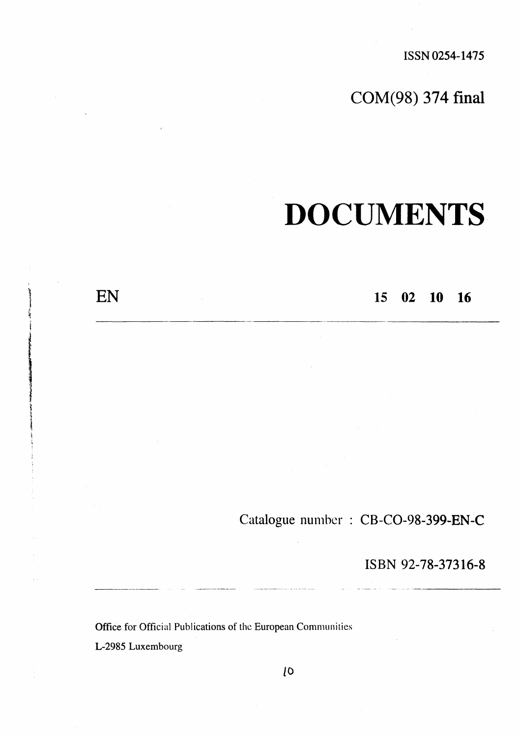ISSN 0254-1475

COM(98) 374 final

# DOCUMENTS

EN **15 02 10 16**

---

Catalogue number : CB-CO-98-399-EN-C

ISBN 92-78-37316-8

---

Office for Official Publications of the European Communities

L-2985 Luxembourg